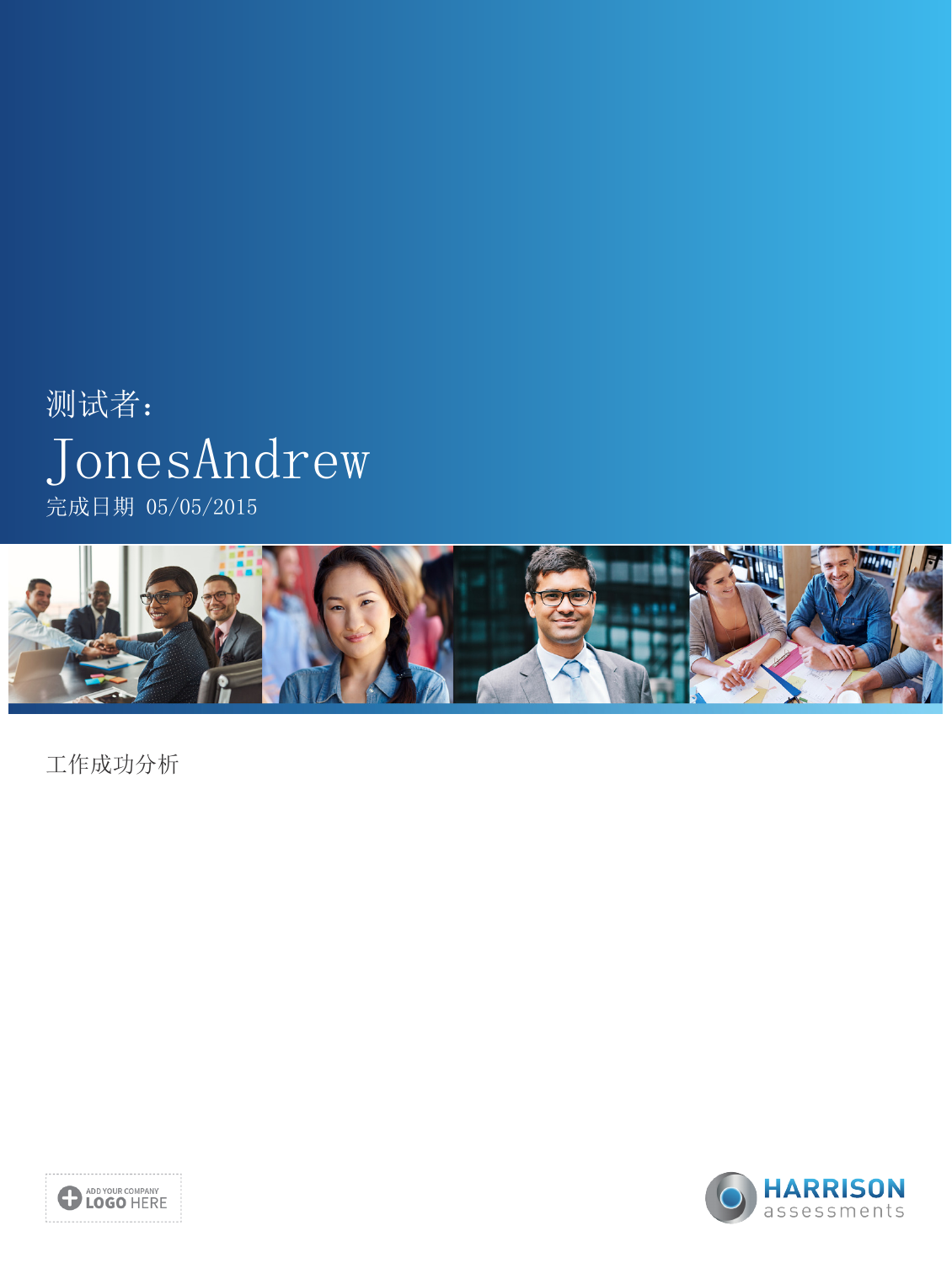测试者：

# JonesAndrew

完成日期 05/05/2015

工作成功分析

ADD YOUR COMPANY LOGO HERE

HARRISON assessments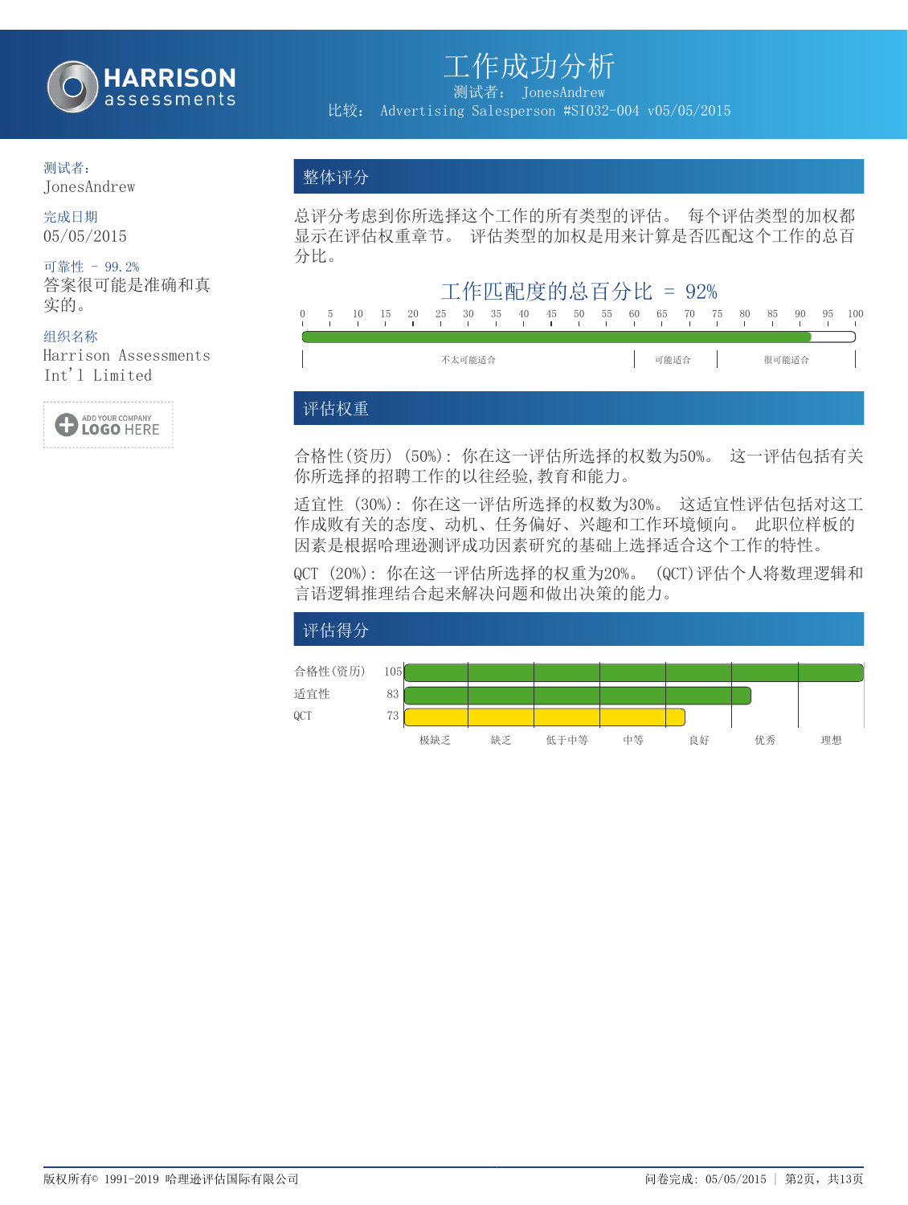# 工作成功分析

测试者： JonesAndrew

比较： Advertising Salesperson #SI032-004 v05/05/2015

**测试者：**
JonesAndrew

**完成日期**
05/05/2015

**可靠性 - 99.2%**
答案很可能是准确和真实的。

**组织名称**
Harrison Assessments Int'l Limited

## 整体评分

总评分考虑到你所选择这个工作的所有类型的评估。 每个评估类型的加权都显示在评估权重章节。 评估类型的加权是用来计算是否匹配这个工作的总百分比。

### 工作匹配度的总百分比 = 92%

0 5 10 15 20 25 30 35 40 45 50 55 60 65 70 75 80 85 90 95 100

不太可能适合 | 可能适合 | 很可能适合

## 评估权重

合格性(资历) (50%): 你在这一评估所选择的权数为50%。 这一评估包括有关你所选择的招聘工作的以往经验,教育和能力。

适宜性 (30%): 你在这一评估所选择的权数为30%。 这适宜性评估包括对这工作成败有关的态度、动机、任务偏好、兴趣和工作环境倾向。 此职位样板的因素是根据哈理逊测评成功因素研究的基础上选择适合这个工作的特性。

QCT (20%): 你在这一评估所选择的权重为20%。 (QCT)评估个人将数理逻辑和言语逻辑推理结合起来解决问题和做出决策的能力。

## 评估得分

| 评估 | 得分 |
|---|---|
| 合格性(资历) | 105 |
| 适宜性 | 83 |
| QCT | 73 |

极缺乏 | 缺乏 | 低于中等 | 中等 | 良好 | 优秀 | 理想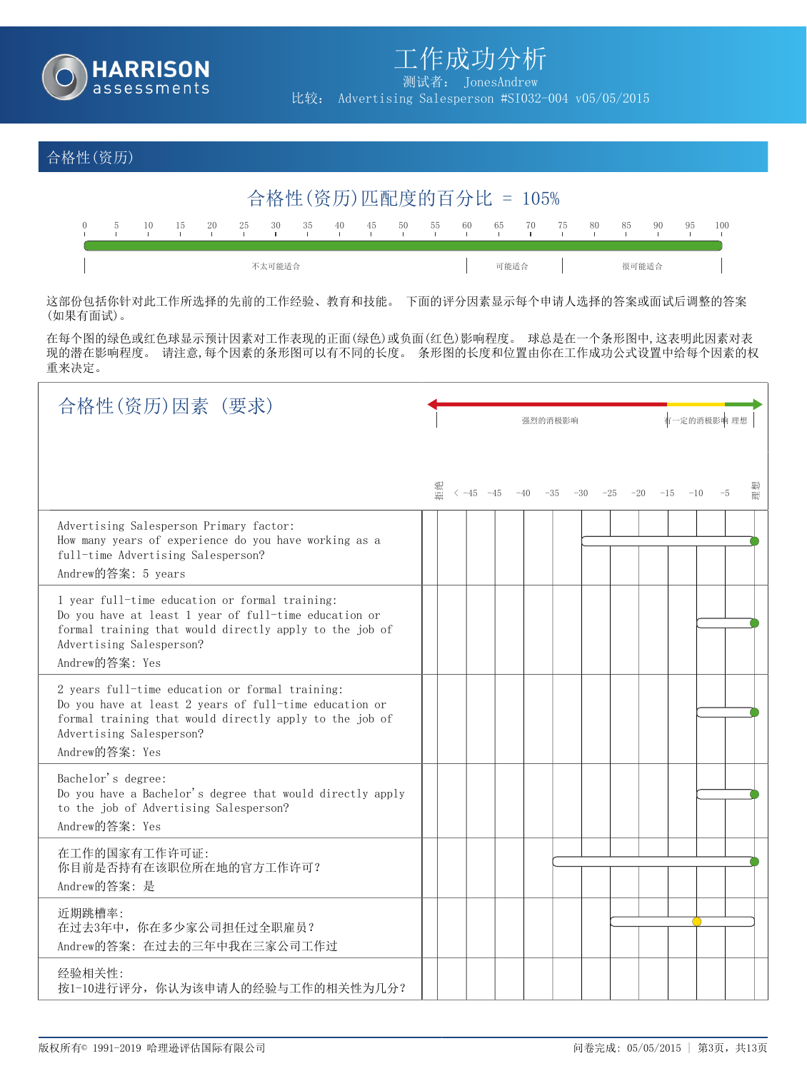# 工作成功分析

测试者： JonesAndrew

比较： Advertising Salesperson #SI032-004 v05/05/2015

## 合格性(资历)

### 合格性(资历)匹配度的百分比 = 105%

0 5 10 15 20 25 30 35 40 45 50 55 60 65 70 75 80 85 90 95 100

不太可能适合 | 可能适合 | 很可能适合

这部份包括你针对此工作所选择的先前的工作经验、教育和技能。 下面的评分因素显示每个申请人选择的答案或面试后调整的答案(如果有面试)。

在每个图的绿色或红色球显示预计因素对工作表现的正面(绿色)或负面(红色)影响程度。 球总是在一个条形图中,这表明此因素对表现的潜在影响程度。 请注意,每个因素的条形图可以有不同的长度。 条形图的长度和位置由你在工作成功公式设置中给每个因素的权重来决定。

| 合格性(资历)因素 (要求) | 强烈的消极影响 / 有一定的消极影响 / 理想<br>拒绝 < -45 -45 -40 -35 -30 -25 -20 -15 -10 -5 理想 |
|---|---|
| Advertising Salesperson Primary factor:<br>How many years of experience do you have working as a full-time Advertising Salesperson?<br>Andrew的答案: 5 years | 理想 (绿色) |
| 1 year full-time education or formal training:<br>Do you have at least 1 year of full-time education or formal training that would directly apply to the job of Advertising Salesperson?<br>Andrew的答案: Yes | 理想 (绿色) |
| 2 years full-time education or formal training:<br>Do you have at least 2 years of full-time education or formal training that would directly apply to the job of Advertising Salesperson?<br>Andrew的答案: Yes | 理想 (绿色) |
| Bachelor's degree:<br>Do you have a Bachelor's degree that would directly apply to the job of Advertising Salesperson?<br>Andrew的答案: Yes | 理想 (绿色) |
| 在工作的国家有工作许可证:<br>你目前是否持有在该职位所在地的官方工作许可?<br>Andrew的答案: 是 | 理想 (绿色) |
| 近期跳槽率:<br>在过去3年中，你在多少家公司担任过全职雇员?<br>Andrew的答案: 在过去的三年中我在三家公司工作过 | 约 -10 (黄色) |
| 经验相关性:<br>按1-10进行评分，你认为该申请人的经验与工作的相关性为几分? | |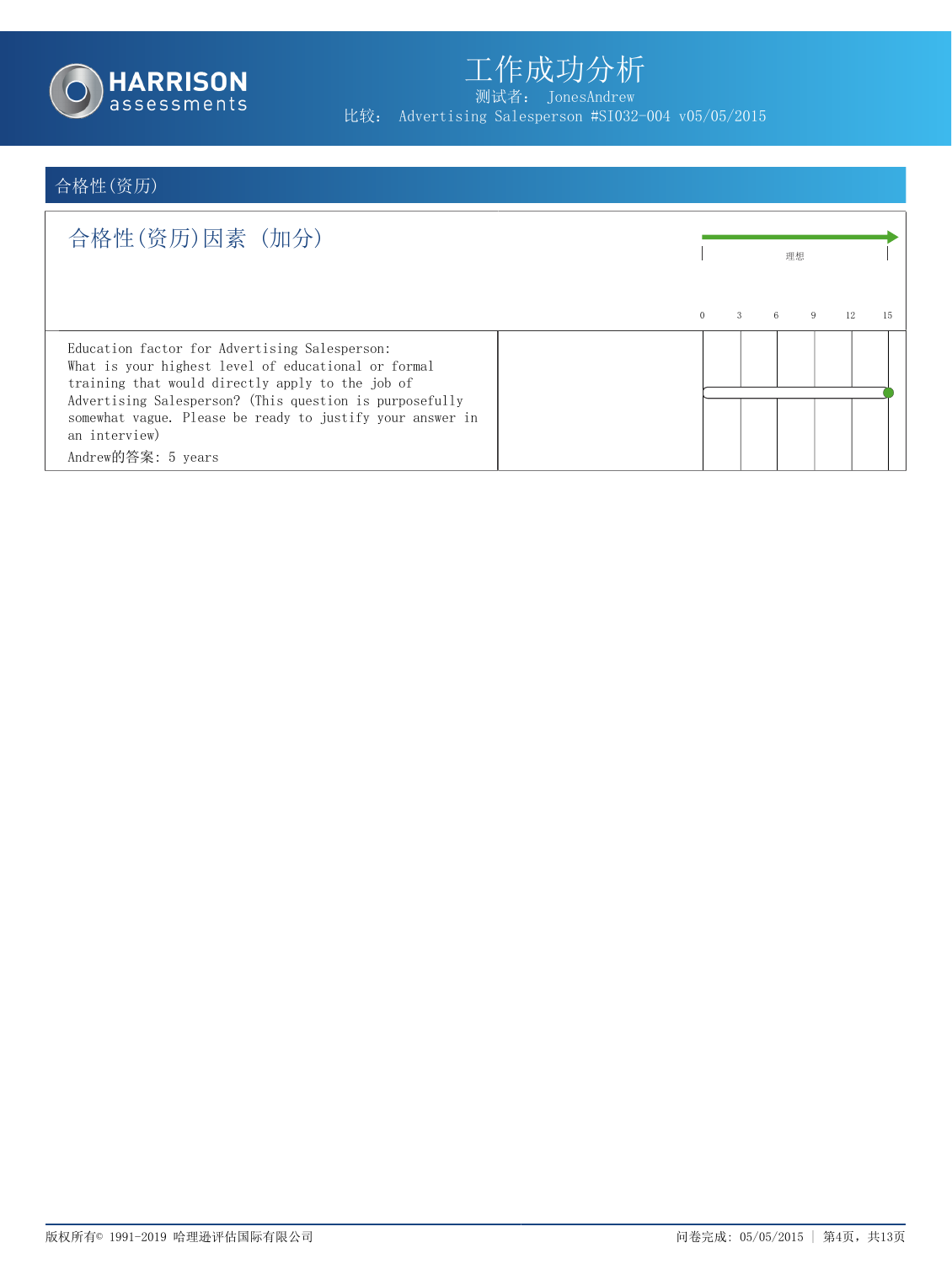# 工作成功分析

测试者： JonesAndrew

比较： Advertising Salesperson #SI032-004 v05/05/2015

## 合格性(资历)

### 合格性(资历)因素 (加分)

理想

0 3 6 9 12 15

Education factor for Advertising Salesperson: What is your highest level of educational or formal training that would directly apply to the job of Advertising Salesperson? (This question is purposefully somewhat vague. Please be ready to justify your answer in an interview)

Andrew的答案: 5 years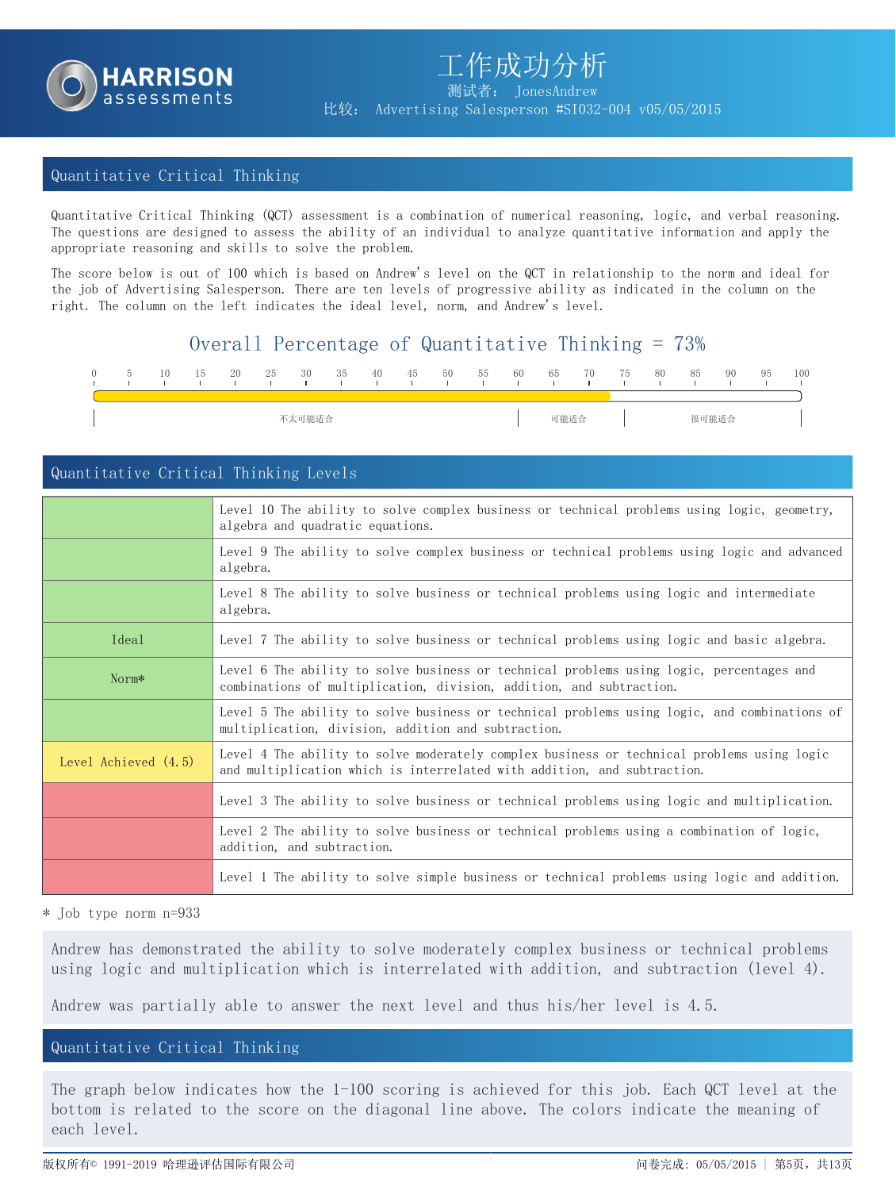# 工作成功分析

测试者： JonesAndrew

比较： Advertising Salesperson #SI032-004 v05/05/2015

## Quantitative Critical Thinking

Quantitative Critical Thinking (QCT) assessment is a combination of numerical reasoning, logic, and verbal reasoning. The questions are designed to assess the ability of an individual to analyze quantitative information and apply the appropriate reasoning and skills to solve the problem.

The score below is out of 100 which is based on Andrew's level on the QCT in relationship to the norm and ideal for the job of Advertising Salesperson. There are ten levels of progressive ability as indicated in the column on the right. The column on the left indicates the ideal level, norm, and Andrew's level.

### Overall Percentage of Quantitative Thinking = 73%

0 5 10 15 20 25 30 35 40 45 50 55 60 65 70 75 80 85 90 95 100

不太可能适合 | 可能适合 | 很可能适合

## Quantitative Critical Thinking Levels

| | |
|---|---|
| | Level 10 The ability to solve complex business or technical problems using logic, geometry, algebra and quadratic equations. |
| | Level 9 The ability to solve complex business or technical problems using logic and advanced algebra. |
| | Level 8 The ability to solve business or technical problems using logic and intermediate algebra. |
| Ideal | Level 7 The ability to solve business or technical problems using logic and basic algebra. |
| Norm* | Level 6 The ability to solve business or technical problems using logic, percentages and combinations of multiplication, division, addition, and subtraction. |
| | Level 5 The ability to solve business or technical problems using logic, and combinations of multiplication, division, addition and subtraction. |
| Level Achieved (4.5) | Level 4 The ability to solve moderately complex business or technical problems using logic and multiplication which is interrelated with addition, and subtraction. |
| | Level 3 The ability to solve business or technical problems using logic and multiplication. |
| | Level 2 The ability to solve business or technical problems using a combination of logic, addition, and subtraction. |
| | Level 1 The ability to solve simple business or technical problems using logic and addition. |

* Job type norm n=933

Andrew has demonstrated the ability to solve moderately complex business or technical problems using logic and multiplication which is interrelated with addition, and subtraction (level 4).

Andrew was partially able to answer the next level and thus his/her level is 4.5.

## Quantitative Critical Thinking

The graph below indicates how the 1-100 scoring is achieved for this job. Each QCT level at the bottom is related to the score on the diagonal line above. The colors indicate the meaning of each level.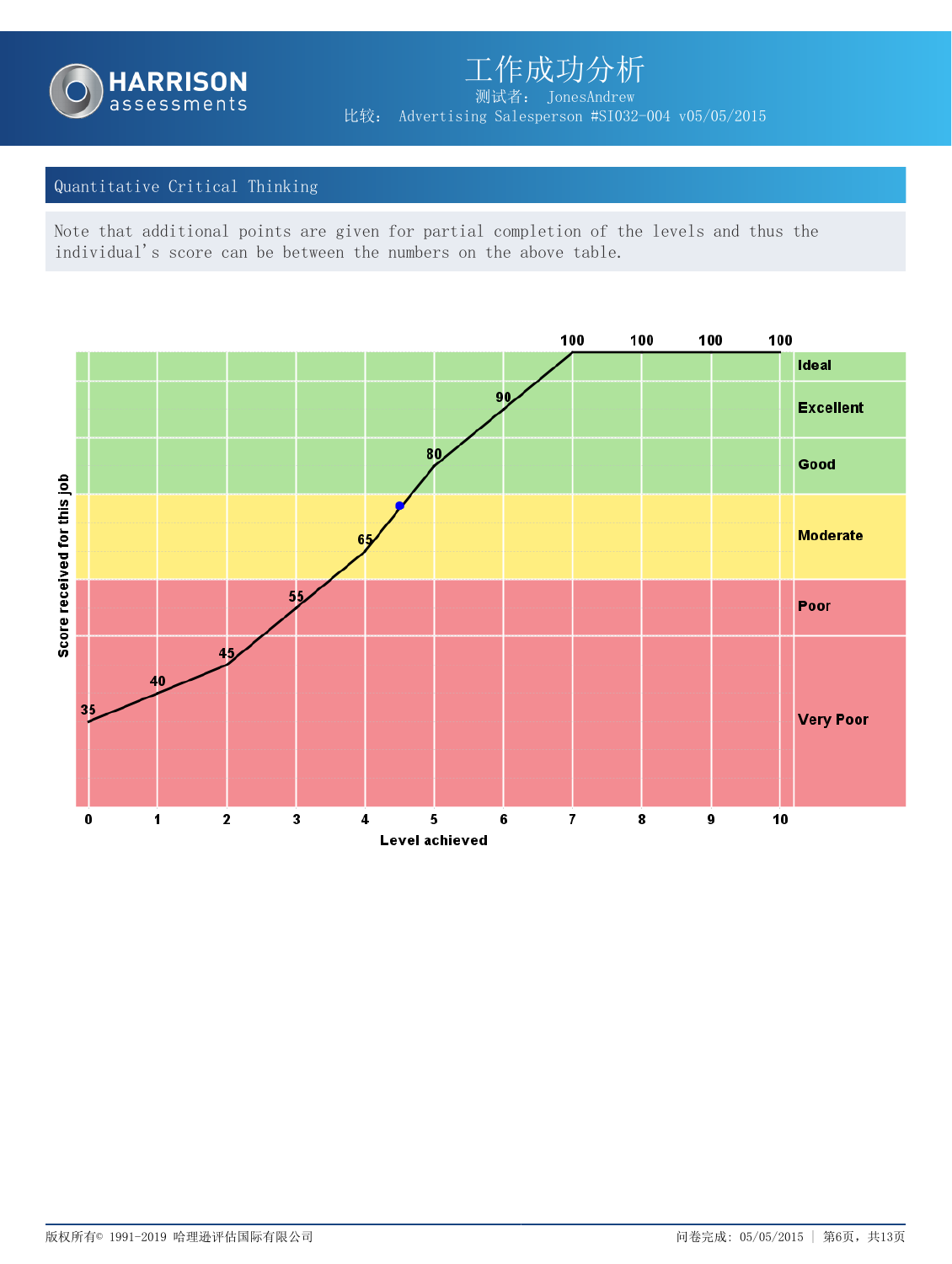## Quantitative Critical Thinking

Note that additional points are given for partial completion of the levels and thus the individual's score can be between the numbers on the above table.

| Level achieved | 0 | 1 | 2 | 3 | 4 | 5 | 6 | 7 | 8 | 9 | 10 |
|---|---|---|---|---|---|---|---|---|---|---|---|
| Score received for this job | 35 | 40 | 45 | 55 | 65 | 80 | 90 | 100 | 100 | 100 | 100 |

Score bands: Ideal, Excellent, Good, Moderate, Poor, Very Poor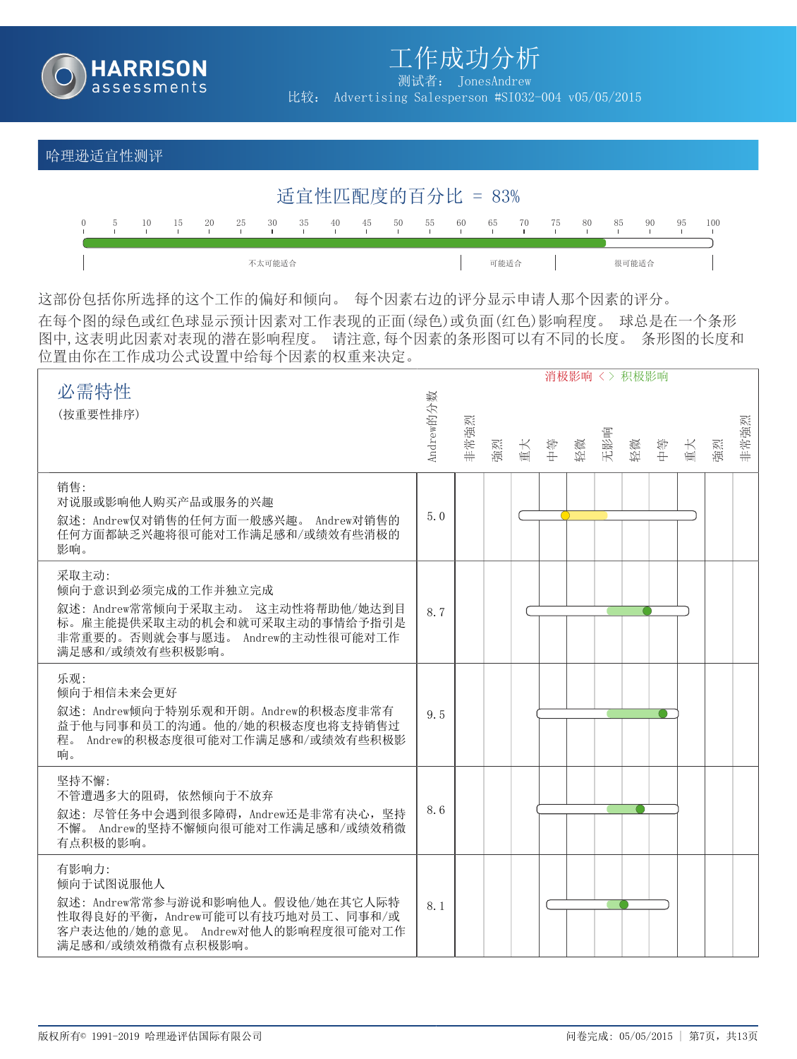# 工作成功分析

测试者： JonesAndrew

比较： Advertising Salesperson #SI032-004 v05/05/2015

## 哈理逊适宜性测评

### 适宜性匹配度的百分比 = 83%

0 5 10 15 20 25 30 35 40 45 50 55 60 65 70 75 80 85 90 95 100

不太可能适合 | 可能适合 | 很可能适合

这部份包括你所选择的这个工作的偏好和倾向。 每个因素右边的评分显示申请人那个因素的评分。

在每个图的绿色或红色球显示预计因素对工作表现的正面(绿色)或负面(红色)影响程度。 球总是在一个条形图中,这表明此因素对表现的潜在影响程度。 请注意,每个因素的条形图可以有不同的长度。 条形图的长度和位置由你在工作成功公式设置中给每个因素的权重来决定。

消极影响 < > 积极影响

| 必需特性 (按重要性排序) | Andrew的分数 | 非常强烈 | 强烈 | 重大 | 中等 | 轻微 | 无影响 | 轻微 | 中等 | 重大 | 强烈 | 非常强烈 |
|---|---|---|---|---|---|---|---|---|---|---|---|---|
| 销售:<br>对说服或影响他人购买产品或服务的兴趣<br>叙述: Andrew仅对销售的任何方面一般感兴趣。 Andrew对销售的任何方面都缺乏兴趣将很可能对工作满足感和/或绩效有些消极的影响。 | 5.0 | | | | | | | | | | | |
| 采取主动:<br>倾向于意识到必须完成的工作并独立完成<br>叙述: Andrew常常倾向于采取主动。 这主动性将帮助他/她达到目标。雇主能提供采取主动的机会和就可采取主动的事情给予指引是非常重要的。否则就会事与愿违。 Andrew的主动性很可能对工作满足感和/或绩效有些积极影响。 | 8.7 | | | | | | | | | | | |
| 乐观:<br>倾向于相信未来会更好<br>叙述: Andrew倾向于特别乐观和开朗。Andrew的积极态度非常有益于他与同事和员工的沟通。他的/她的积极态度也将支持销售过程。 Andrew的积极态度很可能对工作满足感和/或绩效有些积极影响。 | 9.5 | | | | | | | | | | | |
| 坚持不懈:<br>不管遭遇多大的阻碍, 依然倾向于不放弃<br>叙述: 尽管任务中会遇到很多障碍，Andrew还是非常有决心，坚持不懈。 Andrew的坚持不懈倾向很可能对工作满足感和/或绩效稍微有点积极的影响。 | 8.6 | | | | | | | | | | | |
| 有影响力:<br>倾向于试图说服他人<br>叙述: Andrew常常参与游说和影响他人。假设他/她在其它人际特性取得良好的平衡, Andrew可能可以有技巧地对员工、同事和/或客户表达他的/她的意见。 Andrew对他人的影响程度很可能对工作满足感和/或绩效稍微有点积极影响。 | 8.1 | | | | | | | | | | | |

版权所有© 1991-2019 哈理逊评估国际有限公司

问卷完成: 05/05/2015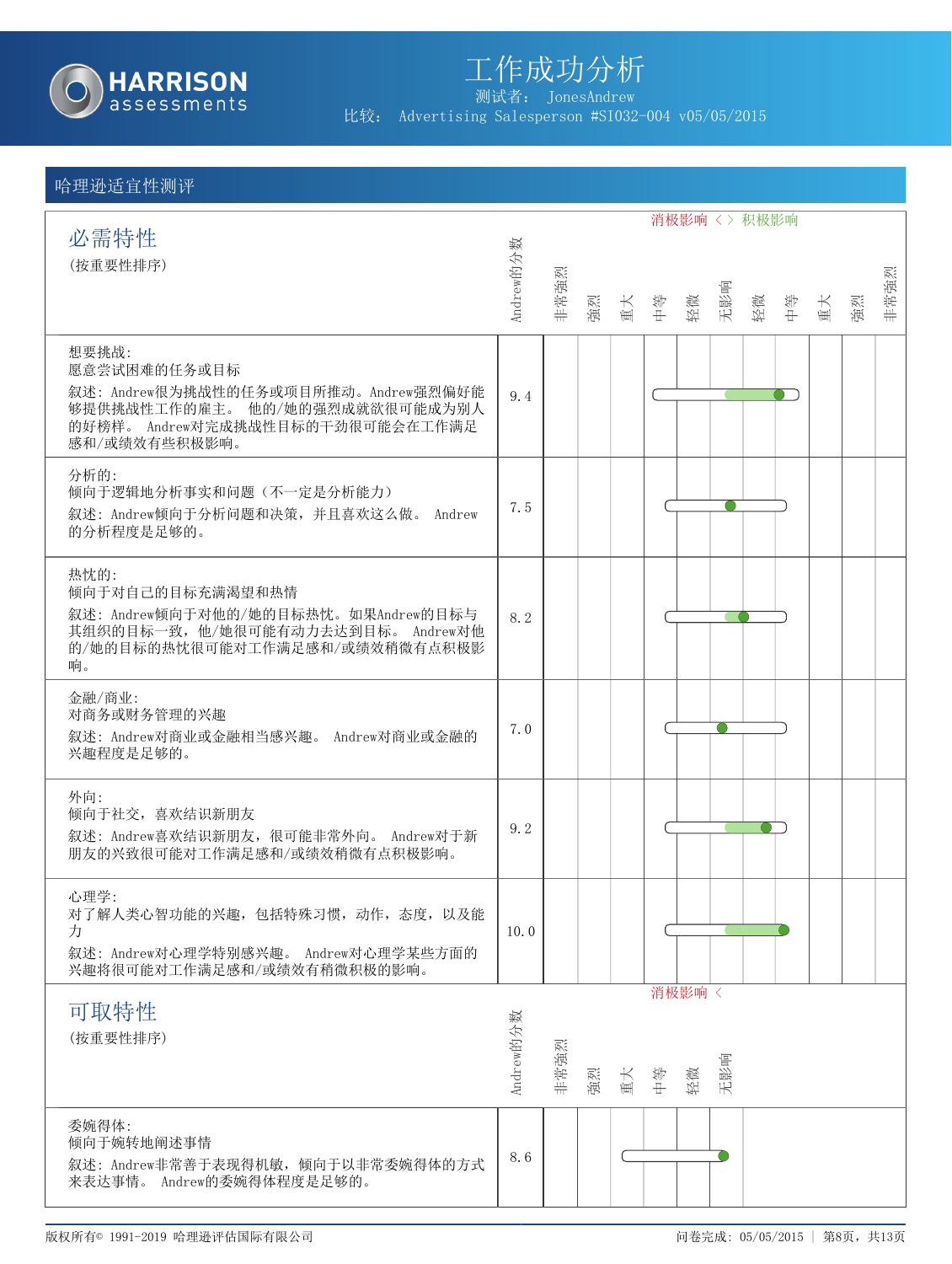# 工作成功分析

测试者： JonesAndrew

比较： Advertising Salesperson #SI032-004 v05/05/2015

## 哈理逊适宜性测评

### 必需特性

(按重要性排序)

消极影响 < > 积极影响

| 特性 | Andrew的分数 |
|---|---|
| **想要挑战:**<br>愿意尝试困难的任务或目标<br>叙述: Andrew很为挑战性的任务或项目所推动。Andrew强烈偏好能够提供挑战性工作的雇主。 他的/她的强烈成就欲很可能成为别人的好榜样。 Andrew对完成挑战性目标的干劲很可能会在工作满足感和/或绩效有些积极影响。 | 9.4 |
| **分析的:**<br>倾向于逻辑地分析事实和问题（不一定是分析能力）<br>叙述: Andrew倾向于分析问题和决策，并且喜欢这么做。 Andrew的分析程度是足够的。 | 7.5 |
| **热忱的:**<br>倾向于对自己的目标充满渴望和热情<br>叙述: Andrew倾向于对他的/她的目标热忱。如果Andrew的目标与其组织的目标一致，他/她很可能有动力去达到目标。 Andrew对他的/她的目标的热忱很可能对工作满足感和/或绩效稍微有点积极影响。 | 8.2 |
| **金融/商业:**<br>对商务或财务管理的兴趣<br>叙述: Andrew对商业或金融相当感兴趣。 Andrew对商业或金融的兴趣程度是足够的。 | 7.0 |
| **外向:**<br>倾向于社交，喜欢结识新朋友<br>叙述: Andrew喜欢结识新朋友，很可能非常外向。 Andrew对于新朋友的兴致很可能对工作满足感和/或绩效稍微有点积极影响。 | 9.2 |
| **心理学:**<br>对了解人类心智功能的兴趣，包括特殊习惯，动作，态度，以及能力<br>叙述: Andrew对心理学特别感兴趣。 Andrew对心理学某些方面的兴趣将很可能对工作满足感和/或绩效有稍微积极的影响。 | 10.0 |

### 可取特性

(按重要性排序)

消极影响 <

| 特性 | Andrew的分数 |
|---|---|
| **委婉得体:**<br>倾向于婉转地阐述事情<br>叙述: Andrew非常善于表现得机敏，倾向于以非常委婉得体的方式来表达事情。 Andrew的委婉得体程度是足够的。 | 8.6 |

版权所有© 1991-2019 哈理逊评估国际有限公司　问卷完成: 05/05/2015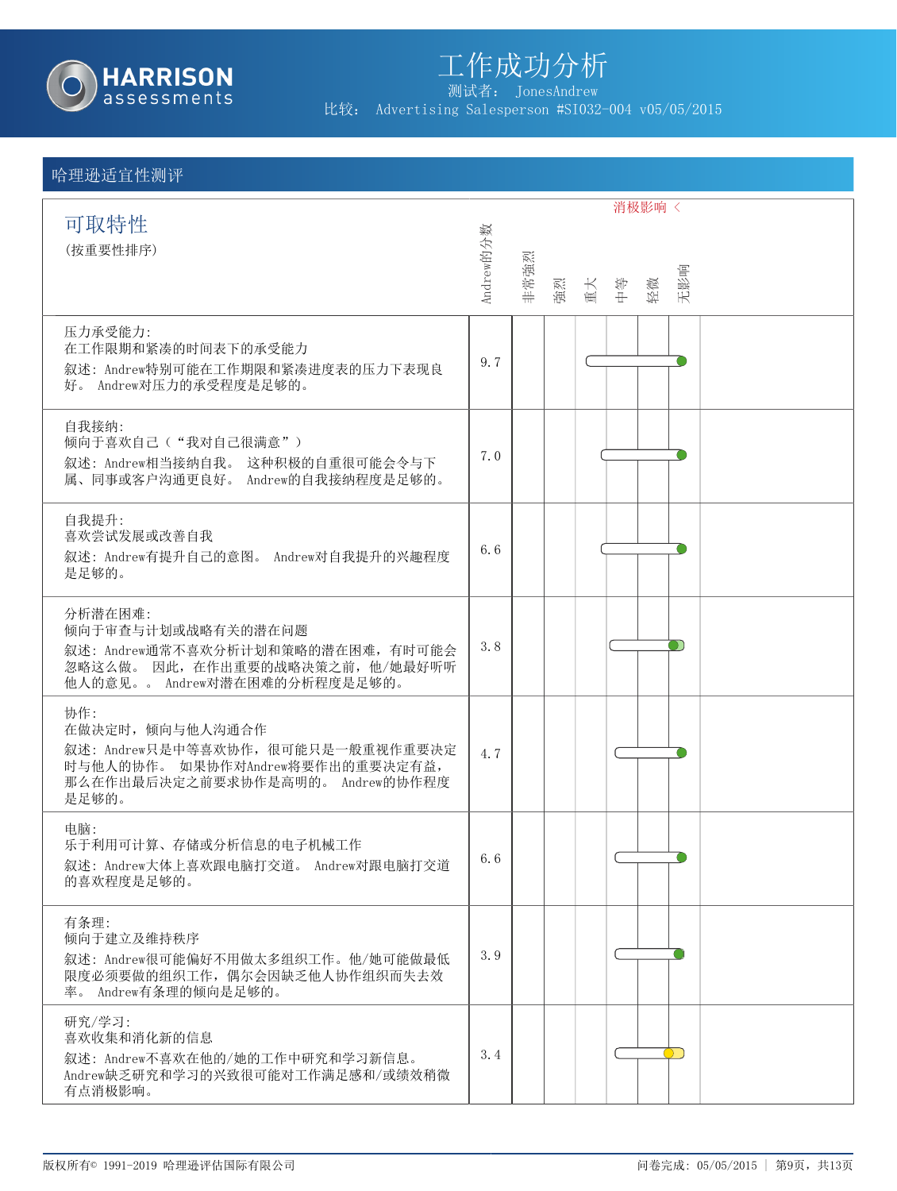# 工作成功分析

测试者： JonesAndrew

比较： Advertising Salesperson #SI032-004 v05/05/2015

## 哈理逊适宜性测评

### 可取特性

(按重要性排序)

消极影响 <

| 特性 | Andrew的分数 | 非常强烈 | 强烈 | 重大 | 中等 | 轻微 | 无影响 |
|---|---|---|---|---|---|---|---|
| 压力承受能力:<br>在工作限期和紧凑的时间表下的承受能力<br>叙述: Andrew特别可能在工作期限和紧凑进度表的压力下表现良好。 Andrew对压力的承受程度是足够的。 | 9.7 | | | | | | |
| 自我接纳:<br>倾向于喜欢自己（“我对自己很满意”）<br>叙述: Andrew相当接纳自我。 这种积极的自重很可能会令与下属、同事或客户沟通更良好。 Andrew的自我接纳程度是足够的。 | 7.0 | | | | | | |
| 自我提升:<br>喜欢尝试发展或改善自我<br>叙述: Andrew有提升自己的意图。 Andrew对自我提升的兴趣程度是足够的。 | 6.6 | | | | | | |
| 分析潜在困难:<br>倾向于审查与计划或战略有关的潜在问题<br>叙述: Andrew通常不喜欢分析计划和策略的潜在困难，有时可能会忽略这么做。 因此，在作出重要的战略决策之前，他/她最好听听他人的意见。。 Andrew对潜在困难的分析程度是足够的。 | 3.8 | | | | | | |
| 协作:<br>在做决定时，倾向与他人沟通合作<br>叙述: Andrew只是中等喜欢协作，很可能只是一般重视作重要决定时与他人的协作。 如果协作对Andrew将要作出的重要决定有益，那么在作出最后决定之前要求协作是高明的。 Andrew的协作程度是足够的。 | 4.7 | | | | | | |
| 电脑:<br>乐于利用可计算、存储或分析信息的电子机械工作<br>叙述: Andrew大体上喜欢跟电脑打交道。 Andrew对跟电脑打交道的喜欢程度是足够的。 | 6.6 | | | | | | |
| 有条理:<br>倾向于建立及维持秩序<br>叙述: Andrew很可能偏好不用做太多组织工作。他/她可能做最低限度必须要做的组织工作，偶尔会因缺乏他人协作组织而失去效率。 Andrew有条理的倾向是足够的。 | 3.9 | | | | | | |
| 研究/学习:<br>喜欢收集和消化新的信息<br>叙述: Andrew不喜欢在他的/她的工作中研究和学习新信息。 Andrew缺乏研究和学习的兴致很可能对工作满足感和/或绩效稍微有点消极影响。 | 3.4 | | | | | | |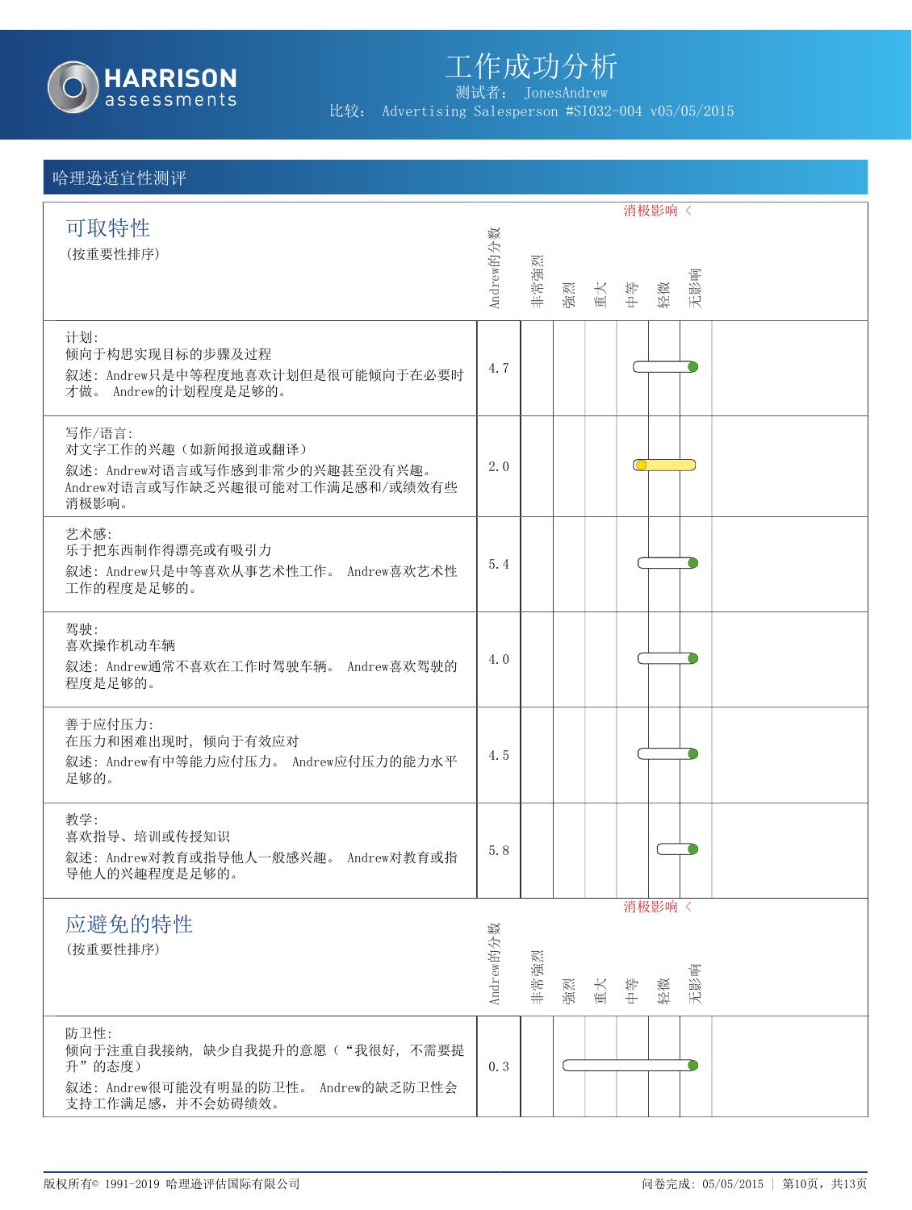# 工作成功分析

测试者： JonesAndrew

比较： Advertising Salesperson #SI032-004 v05/05/2015

## 哈理逊适宜性测评

### 可取特性

(按重要性排序)

消极影响 <

| 特性 | Andrew的分数 | 非常強烈 | 強烈 | 重大 | 中等 | 轻微 | 无影响 |
|---|---|---|---|---|---|---|---|
| 计划:<br>倾向于构思实现目标的步骤及过程<br>叙述: Andrew只是中等程度地喜欢计划但是很可能倾向于在必要时才做。 Andrew的计划程度是足够的。 | 4.7 | | | | | | |
| 写作/语言:<br>对文字工作的兴趣（如新闻报道或翻译）<br>叙述: Andrew对语言或写作感到非常少的兴趣甚至没有兴趣。 Andrew对语言或写作缺乏兴趣很可能对工作满足感和/或绩效有些消极影响。 | 2.0 | | | | | | |
| 艺术感:<br>乐于把东西制作得漂亮或有吸引力<br>叙述: Andrew只是中等喜欢从事艺术性工作。 Andrew喜欢艺术性工作的程度是足够的。 | 5.4 | | | | | | |
| 驾驶:<br>喜欢操作机动车辆<br>叙述: Andrew通常不喜欢在工作时驾驶车辆。 Andrew喜欢驾驶的程度是足够的。 | 4.0 | | | | | | |
| 善于应付压力:<br>在压力和困难出现时，倾向于有效应对<br>叙述: Andrew有中等能力应付压力。 Andrew应付压力的能力水平足够的。 | 4.5 | | | | | | |
| 教学:<br>喜欢指导、培训或传授知识<br>叙述: Andrew对教育或指导他人一般感兴趣。 Andrew对教育或指导他人的兴趣程度是足够的。 | 5.8 | | | | | | |

### 应避免的特性

(按重要性排序)

消极影响 <

| 特性 | Andrew的分数 | 非常強烈 | 強烈 | 重大 | 中等 | 轻微 | 无影响 |
|---|---|---|---|---|---|---|---|
| 防卫性:<br>倾向于注重自我接纳，缺少自我提升的意愿（“我很好，不需要提升”的态度）<br>叙述: Andrew很可能没有明显的防卫性。 Andrew的缺乏防卫性会支持工作满足感，并不会妨碍绩效。 | 0.3 | | | | | | |

版权所有© 1991-2019 哈理逊评估国际有限公司

问卷完成: 05/05/2015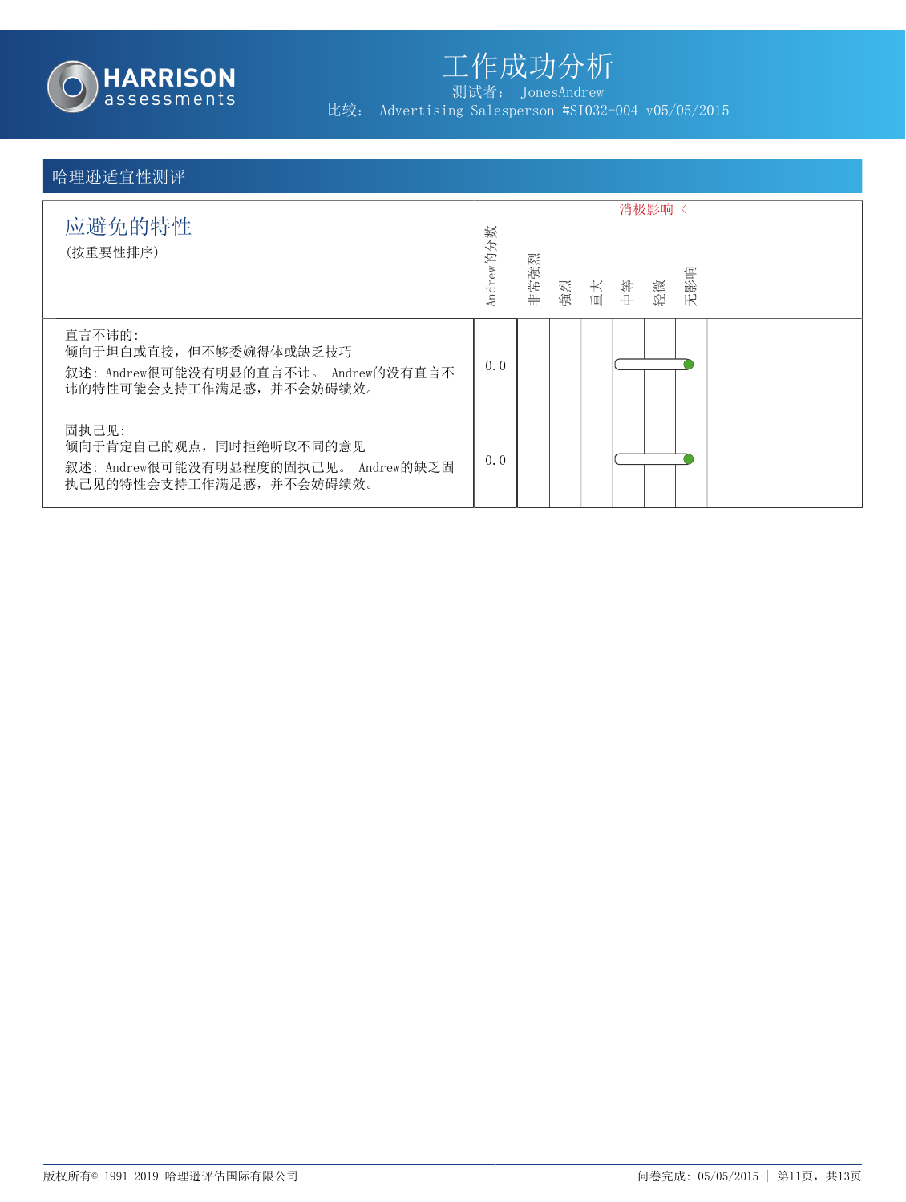# 工作成功分析

测试者： JonesAndrew

比较： Advertising Salesperson #SI032-004 v05/05/2015

## 哈理逊适宜性测评

### 应避免的特性

(按重要性排序)

消极影响 <

| 特性 | Andrew的分数 | 非常强烈 | 强烈 | 重大 | 中等 | 轻微 | 无影响 |
|---|---|---|---|---|---|---|---|
| 直言不讳的:<br>倾向于坦白或直接，但不够委婉得体或缺乏技巧<br>叙述：Andrew很可能没有明显的直言不讳。 Andrew的没有直言不讳的特性可能会支持工作满足感，并不会妨碍绩效。 | 0.0 | | | | | | ● |
| 固执己见:<br>倾向于肯定自己的观点，同时拒绝听取不同的意见<br>叙述：Andrew很可能没有明显程度的固执己见。 Andrew的缺乏固执己见的特性会支持工作满足感，并不会妨碍绩效。 | 0.0 | | | | | | ● |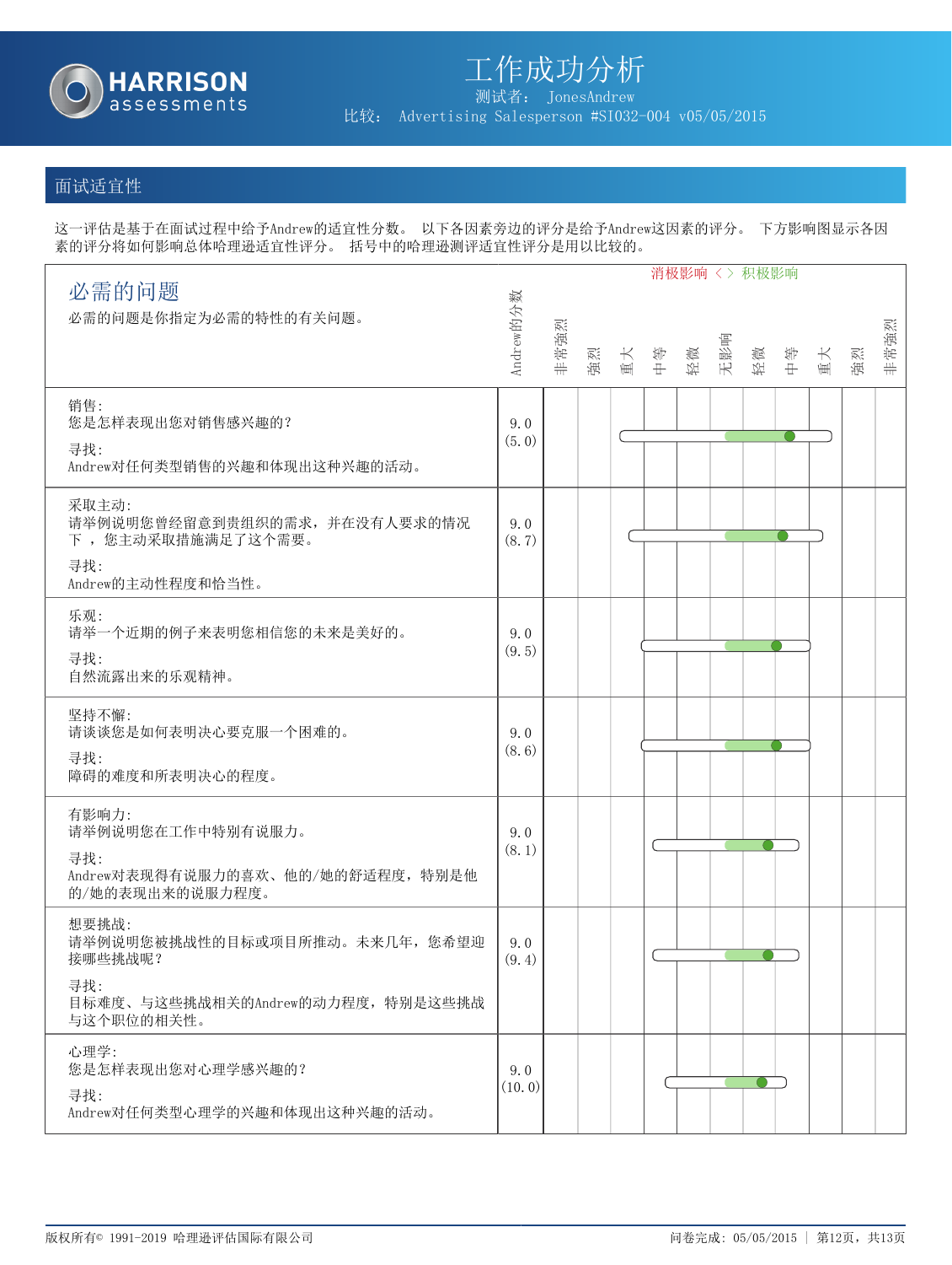# 工作成功分析

测试者： JonesAndrew

比较： Advertising Salesperson #SI032-004 v05/05/2015

## 面试适宜性

这一评估是基于在面试过程中给予Andrew的适宜性分数。 以下各因素旁边的评分是给予Andrew这因素的评分。 下方影响图显示各因素的评分将如何影响总体哈理逊适宜性评分。 括号中的哈理逊测评适宜性评分是用以比较的。

### 必需的问题

必需的问题是你指定为必需的特性的有关问题。

消极影响 < > 积极影响

| 问题 | Andrew的分数 |
|---|---|
| 销售:<br>您是怎样表现出您对销售感兴趣的?<br>寻找:<br>Andrew对任何类型销售的兴趣和体现出这种兴趣的活动。 | 9.0<br>(5.0) |
| 采取主动:<br>请举例说明您曾经留意到贵组织的需求，并在没有人要求的情况下 ，您主动采取措施满足了这个需要。<br>寻找:<br>Andrew的主动性程度和恰当性。 | 9.0<br>(8.7) |
| 乐观:<br>请举一个近期的例子来表明您相信您的未来是美好的。<br>寻找:<br>自然流露出来的乐观精神。 | 9.0<br>(9.5) |
| 坚持不懈:<br>请谈谈您是如何表明决心要克服一个困难的。<br>寻找:<br>障碍的难度和所表明决心的程度。 | 9.0<br>(8.6) |
| 有影响力:<br>请举例说明您在工作中特别有说服力。<br>寻找:<br>Andrew对表现得有说服力的喜欢、他的/她的舒适程度，特别是他的/她的表现出来的说服力程度。 | 9.0<br>(8.1) |
| 想要挑战:<br>请举例说明您被挑战性的目标或项目所推动。未来几年，您希望迎接哪些挑战呢？<br>寻找:<br>目标难度、与这些挑战相关的Andrew的动力程度，特别是这些挑战与这个职位的相关性。 | 9.0<br>(9.4) |
| 心理学:<br>您是怎样表现出您对心理学感兴趣的?<br>寻找:<br>Andrew对任何类型心理学的兴趣和体现出这种兴趣的活动。 | 9.0<br>(10.0) |

影响图刻度：非常强烈 | 强烈 | 重大 | 中等 | 轻微 | 无影响 | 轻微 | 中等 | 重大 | 强烈 | 非常强烈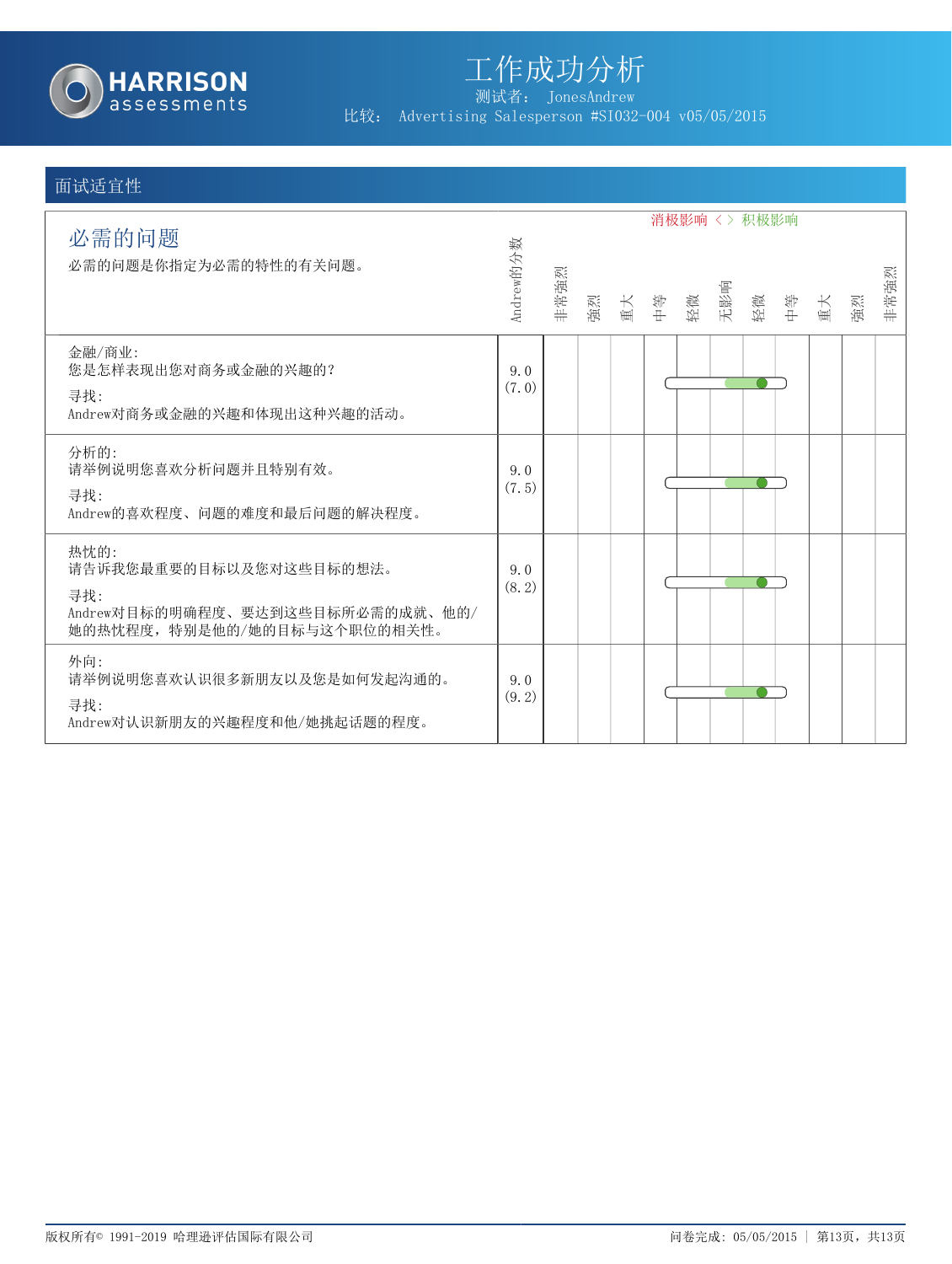# 工作成功分析

测试者： JonesAndrew

比较： Advertising Salesperson #SI032-004 v05/05/2015

## 面试适宜性

### 必需的问题

必需的问题是你指定为必需的特性的有关问题。

消极影响 ＜ ＞ 积极影响

| 必需的问题 | Andrew的分数 | 非常強烈 | 強烈 | 重大 | 中等 | 轻微 | 无影响 | 轻微 | 中等 | 重大 | 強烈 | 非常強烈 |
|---|---|---|---|---|---|---|---|---|---|---|---|---|
| 金融/商业:<br>您是怎样表现出您对商务或金融的兴趣的？<br>寻找:<br>Andrew对商务或金融的兴趣和体现出这种兴趣的活动。 | 9.0<br>(7.0) | | | | | | | | | | | |
| 分析的:<br>请举例说明您喜欢分析问题并且特别有效。<br>寻找:<br>Andrew的喜欢程度、问题的难度和最后问题的解决程度。 | 9.0<br>(7.5) | | | | | | | | | | | |
| 热忱的:<br>请告诉我您最重要的目标以及您对这些目标的想法。<br>寻找:<br>Andrew对目标的明确程度、要达到这些目标所必需的成就、他的/她的热忱程度，特别是他的/她的目标与这个职位的相关性。 | 9.0<br>(8.2) | | | | | | | | | | | |
| 外向:<br>请举例说明您喜欢认识很多新朋友以及您是如何发起沟通的。<br>寻找:<br>Andrew对认识新朋友的兴趣程度和他/她挑起话题的程度。 | 9.0<br>(9.2) | | | | | | | | | | | |

版权所有© 1991-2019 哈理逊评估国际有限公司

问卷完成：05/05/2015